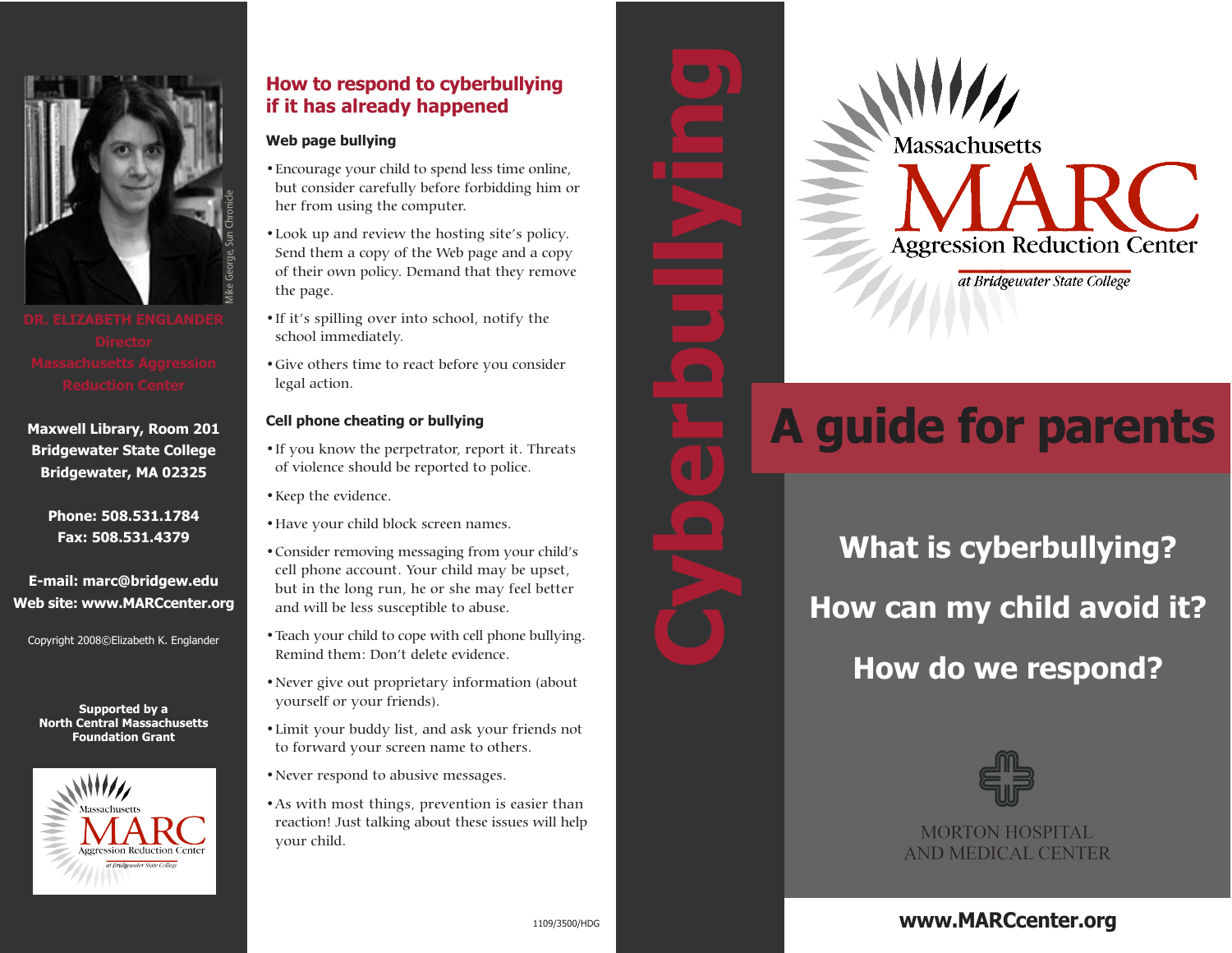Mike George, Sun Chronicle

**DR. ELIZABETH ENGLANDER**
**Director**
**Massachusetts Aggression Reduction Center**

**Maxwell Library, Room 201**
**Bridgewater State College**
**Bridgewater, MA 02325**

**Phone: 508.531.1784**
**Fax: 508.531.4379**

**E-mail: marc@bridgew.edu**
**Web site: www.MARCcenter.org**

Copyright 2008©Elizabeth K. Englander

**Supported by a North Central Massachusetts Foundation Grant**

Massachusetts MARC Aggression Reduction Center at Bridgewater State College

## How to respond to cyberbullying if it has already happened

### Web page bullying

- Encourage your child to spend less time online, but consider carefully before forbidding him or her from using the computer.
- Look up and review the hosting site's policy. Send them a copy of the Web page and a copy of their own policy. Demand that they remove the page.
- If it's spilling over into school, notify the school immediately.
- Give others time to react before you consider legal action.

### Cell phone cheating or bullying

- If you know the perpetrator, report it. Threats of violence should be reported to police.
- Keep the evidence.
- Have your child block screen names.
- Consider removing messaging from your child's cell phone account. Your child may be upset, but in the long run, he or she may feel better and will be less susceptible to abuse.
- Teach your child to cope with cell phone bullying. Remind them: Don't delete evidence.
- Never give out proprietary information (about yourself or your friends).
- Limit your buddy list, and ask your friends not to forward your screen name to others.
- Never respond to abusive messages.
- As with most things, prevention is easier than reaction! Just talking about these issues will help your child.

1109/3500/HDG

# Cyberbullying

Massachusetts MARC Aggression Reduction Center *at Bridgewater State College*

# A guide for parents

**What is cyberbullying?**

**How can my child avoid it?**

**How do we respond?**

MORTON HOSPITAL AND MEDICAL CENTER

**www.MARCcenter.org**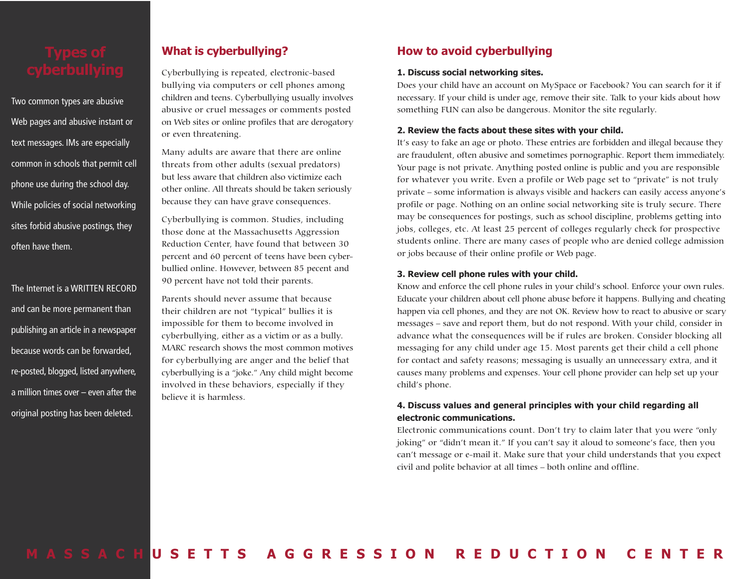## Types of cyberbullying

Two common types are abusive Web pages and abusive instant or text messages. IMs are especially common in schools that permit cell phone use during the school day. While policies of social networking sites forbid abusive postings, they often have them.

The Internet is a WRITTEN RECORD and can be more permanent than publishing an article in a newspaper because words can be forwarded, re-posted, blogged, listed anywhere, a million times over – even after the original posting has been deleted.

## What is cyberbullying?

Cyberbullying is repeated, electronic-based bullying via computers or cell phones among children and teens. Cyberbullying usually involves abusive or cruel messages or comments posted on Web sites or online profiles that are derogatory or even threatening.

Many adults are aware that there are online threats from other adults (sexual predators) but less aware that children also victimize each other online. All threats should be taken seriously because they can have grave consequences.

Cyberbullying is common. Studies, including those done at the Massachusetts Aggression Reduction Center, have found that between 30 percent and 60 percent of teens have been cyber-bullied online. However, between 85 pecent and 90 percent have not told their parents.

Parents should never assume that because their children are not "typical" bullies it is impossible for them to become involved in cyberbullying, either as a victim or as a bully. MARC research shows the most common motives for cyberbullying are anger and the belief that cyberbullying is a "joke." Any child might become involved in these behaviors, especially if they believe it is harmless.

## How to avoid cyberbullying

**1. Discuss social networking sites.**

Does your child have an account on MySpace or Facebook? You can search for it if necessary. If your child is under age, remove their site. Talk to your kids about how something FUN can also be dangerous. Monitor the site regularly.

**2. Review the facts about these sites with your child.**

It's easy to fake an age or photo. These entries are forbidden and illegal because they are fraudulent, often abusive and sometimes pornographic. Report them immediately. Your page is not private. Anything posted online is public and you are responsible for whatever you write. Even a profile or Web page set to "private" is not truly private – some information is always visible and hackers can easily access anyone's profile or page. Nothing on an online social networking site is truly secure. There may be consequences for postings, such as school discipline, problems getting into jobs, colleges, etc. At least 25 percent of colleges regularly check for prospective students online. There are many cases of people who are denied college admission or jobs because of their online profile or Web page.

**3. Review cell phone rules with your child.**

Know and enforce the cell phone rules in your child's school. Enforce your own rules. Educate your children about cell phone abuse before it happens. Bullying and cheating happen via cell phones, and they are not OK. Review how to react to abusive or scary messages – save and report them, but do not respond. With your child, consider in advance what the consequences will be if rules are broken. Consider blocking all messaging for any child under age 15. Most parents get their child a cell phone for contact and safety reasons; messaging is usually an unnecessary extra, and it causes many problems and expenses. Your cell phone provider can help set up your child's phone.

**4. Discuss values and general principles with your child regarding all electronic communications.**

Electronic communications count. Don't try to claim later that you were "only joking" or "didn't mean it." If you can't say it aloud to someone's face, then you can't message or e-mail it. Make sure that your child understands that you expect civil and polite behavior at all times – both online and offline.

MASSACHUSETTS AGGRESSION REDUCTION CENTER